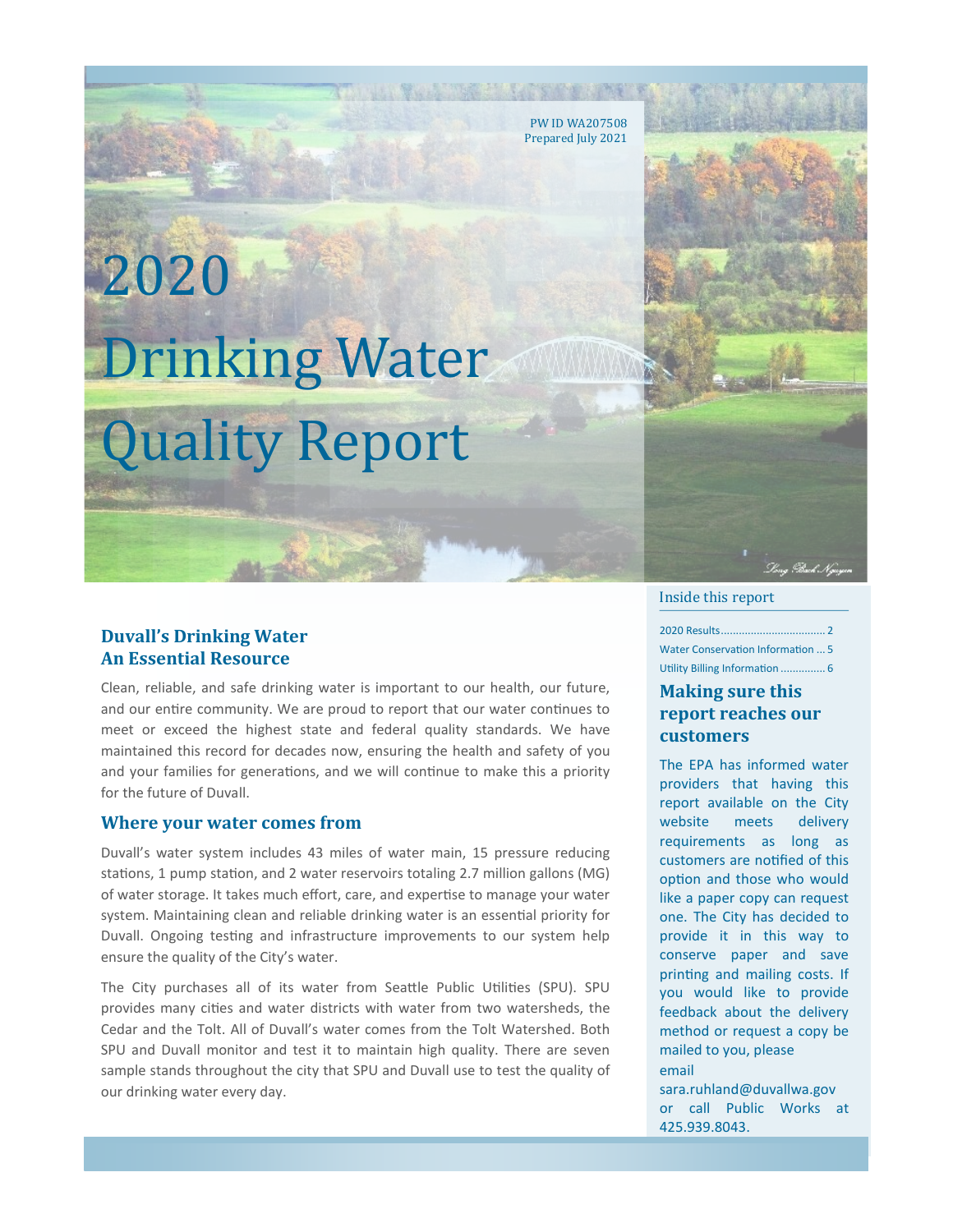PW ID WA207508
Prepared July 2021

# 2020 Drinking Water Quality Report

## Duvall's Drinking Water An Essential Resource

Clean, reliable, and safe drinking water is important to our health, our future, and our entire community. We are proud to report that our water continues to meet or exceed the highest state and federal quality standards. We have maintained this record for decades now, ensuring the health and safety of you and your families for generations, and we will continue to make this a priority for the future of Duvall.

## Where your water comes from

Duvall's water system includes 43 miles of water main, 15 pressure reducing stations, 1 pump station, and 2 water reservoirs totaling 2.7 million gallons (MG) of water storage. It takes much effort, care, and expertise to manage your water system. Maintaining clean and reliable drinking water is an essential priority for Duvall. Ongoing testing and infrastructure improvements to our system help ensure the quality of the City's water.

The City purchases all of its water from Seattle Public Utilities (SPU). SPU provides many cities and water districts with water from two watersheds, the Cedar and the Tolt. All of Duvall's water comes from the Tolt Watershed. Both SPU and Duvall monitor and test it to maintain high quality. There are seven sample stands throughout the city that SPU and Duvall use to test the quality of our drinking water every day.

### Inside this report

2020 Results.................................. 2
Water Conservation Information ... 5
Utility Billing Information .............. 6

## Making sure this report reaches our customers

The EPA has informed water providers that having this report available on the City website meets delivery requirements as long as customers are notified of this option and those who would like a paper copy can request one. The City has decided to provide it in this way to conserve paper and save printing and mailing costs. If you would like to provide feedback about the delivery method or request a copy be mailed to you, please email sara.ruhland@duvallwa.gov or call Public Works at 425.939.8043.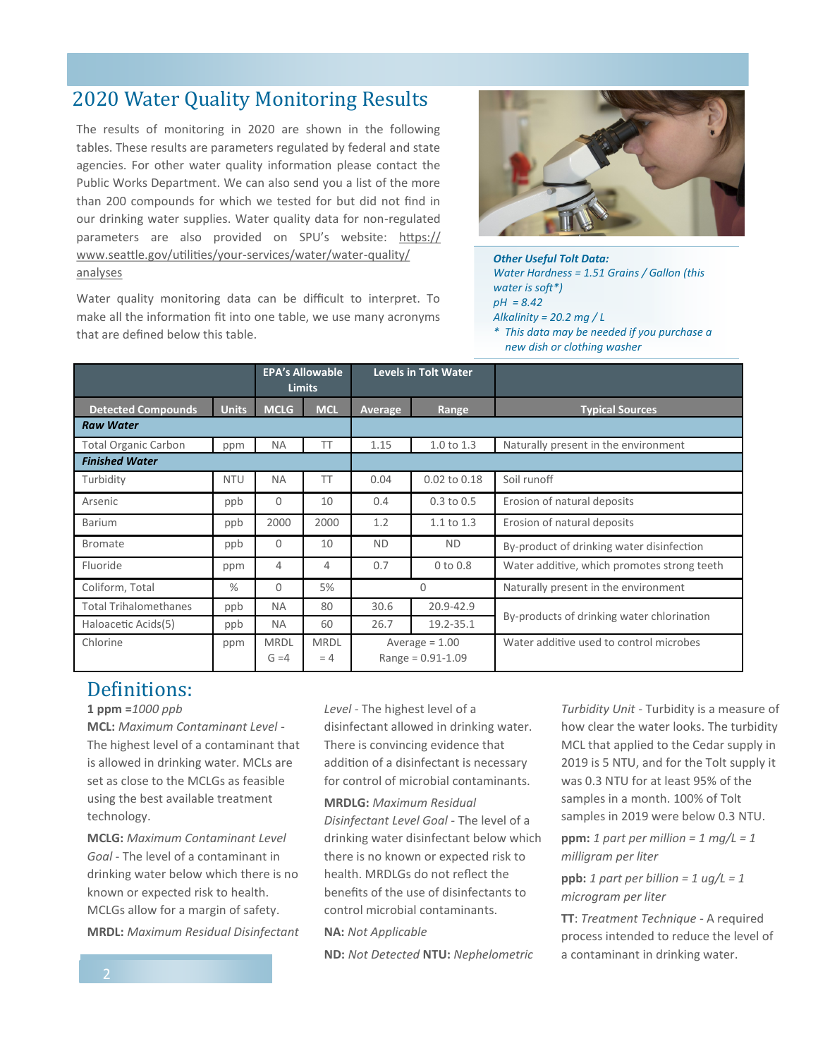# 2020 Water Quality Monitoring Results

The results of monitoring in 2020 are shown in the following tables. These results are parameters regulated by federal and state agencies. For other water quality information please contact the Public Works Department. We can also send you a list of the more than 200 compounds for which we tested for but did not find in our drinking water supplies. Water quality data for non-regulated parameters are also provided on SPU's website: https://www.seattle.gov/utilities/your-services/water/water-quality/analyses

Water quality monitoring data can be difficult to interpret. To make all the information fit into one table, we use many acronyms that are defined below this table.

***Other Useful Tolt Data:***
*Water Hardness = 1.51 Grains / Gallon (this water is soft*)*
*pH = 8.42*
*Alkalinity = 20.2 mg / L*
*\* This data may be needed if you purchase a new dish or clothing washer*

| | | EPA's Allowable Limits | | Levels in Tolt Water | | |
|---|---|---|---|---|---|---|
| **Detected Compounds** | **Units** | **MCLG** | **MCL** | **Average** | **Range** | **Typical Sources** |
| ***Raw Water*** | | | | | | |
| Total Organic Carbon | ppm | NA | TT | 1.15 | 1.0 to 1.3 | Naturally present in the environment |
| ***Finished Water*** | | | | | | |
| Turbidity | NTU | NA | TT | 0.04 | 0.02 to 0.18 | Soil runoff |
| Arsenic | ppb | 0 | 10 | 0.4 | 0.3 to 0.5 | Erosion of natural deposits |
| Barium | ppb | 2000 | 2000 | 1.2 | 1.1 to 1.3 | Erosion of natural deposits |
| Bromate | ppb | 0 | 10 | ND | ND | By-product of drinking water disinfection |
| Fluoride | ppm | 4 | 4 | 0.7 | 0 to 0.8 | Water additive, which promotes strong teeth |
| Coliform, Total | % | 0 | 5% | 0 | | Naturally present in the environment |
| Total Trihalomethanes | ppb | NA | 80 | 30.6 | 20.9-42.9 | By-products of drinking water chlorination |
| Haloacetic Acids(5) | ppb | NA | 60 | 26.7 | 19.2-35.1 | By-products of drinking water chlorination |
| Chlorine | ppm | MRDLG =4 | MRDL = 4 | Average = 1.00 | Range = 0.91-1.09 | Water additive used to control microbes |

## Definitions:

**1 ppm** =*1000 ppb*

**MCL:** *Maximum Contaminant Level* - The highest level of a contaminant that is allowed in drinking water. MCLs are set as close to the MCLGs as feasible using the best available treatment technology.

**MCLG:** *Maximum Contaminant Level Goal* - The level of a contaminant in drinking water below which there is no known or expected risk to health. MCLGs allow for a margin of safety.

**MRDL:** *Maximum Residual Disinfectant Level* - The highest level of a disinfectant allowed in drinking water. There is convincing evidence that addition of a disinfectant is necessary for control of microbial contaminants.

**MRDLG:** *Maximum Residual Disinfectant Level Goal* - The level of a drinking water disinfectant below which there is no known or expected risk to health. MRDLGs do not reflect the benefits of the use of disinfectants to control microbial contaminants.

**NA:** *Not Applicable*

**ND:** *Not Detected* **NTU:** *Nephelometric Turbidity Unit* - Turbidity is a measure of how clear the water looks. The turbidity MCL that applied to the Cedar supply in 2019 is 5 NTU, and for the Tolt supply it was 0.3 NTU for at least 95% of the samples in a month. 100% of Tolt samples in 2019 were below 0.3 NTU.

**ppm:** *1 part per million = 1 mg/L = 1 milligram per liter*

**ppb:** *1 part per billion = 1 ug/L = 1 microgram per liter*

**TT**: *Treatment Technique* - A required process intended to reduce the level of a contaminant in drinking water.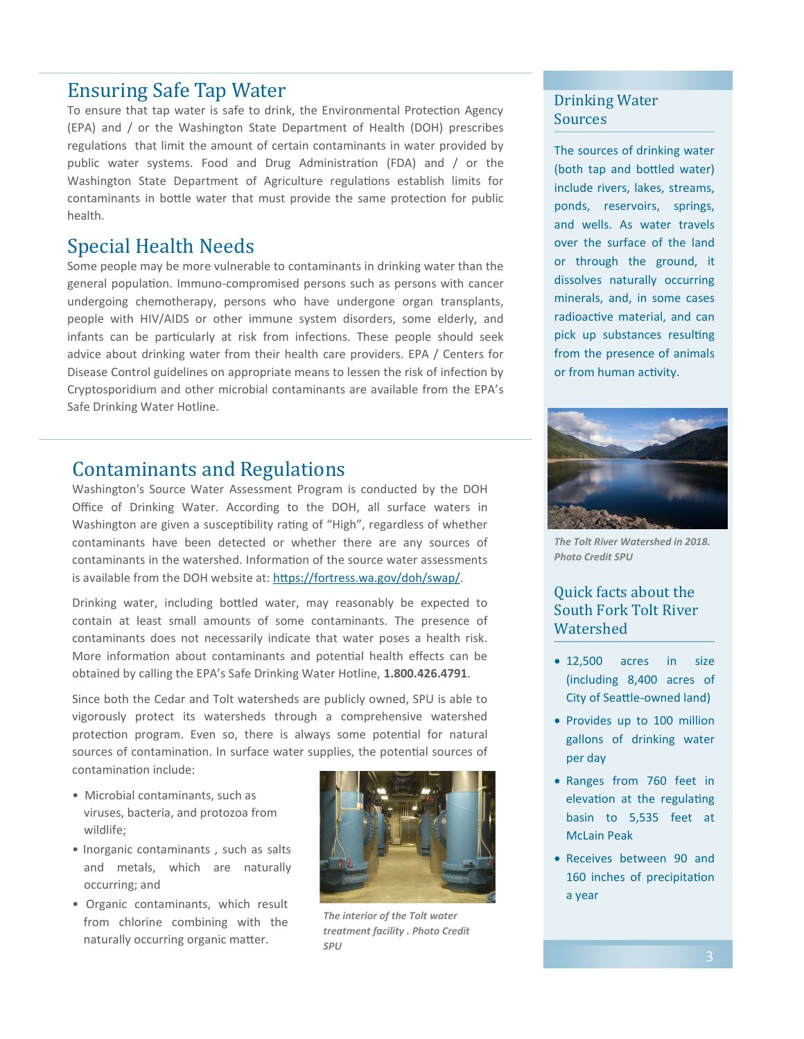## Ensuring Safe Tap Water

To ensure that tap water is safe to drink, the Environmental Protection Agency (EPA) and / or the Washington State Department of Health (DOH) prescribes regulations that limit the amount of certain contaminants in water provided by public water systems. Food and Drug Administration (FDA) and / or the Washington State Department of Agriculture regulations establish limits for contaminants in bottle water that must provide the same protection for public health.

## Special Health Needs

Some people may be more vulnerable to contaminants in drinking water than the general population. Immuno-compromised persons such as persons with cancer undergoing chemotherapy, persons who have undergone organ transplants, people with HIV/AIDS or other immune system disorders, some elderly, and infants can be particularly at risk from infections. These people should seek advice about drinking water from their health care providers. EPA / Centers for Disease Control guidelines on appropriate means to lessen the risk of infection by Cryptosporidium and other microbial contaminants are available from the EPA's Safe Drinking Water Hotline.

## Contaminants and Regulations

Washington's Source Water Assessment Program is conducted by the DOH Office of Drinking Water. According to the DOH, all surface waters in Washington are given a susceptibility rating of "High", regardless of whether contaminants have been detected or whether there are any sources of contaminants in the watershed. Information of the source water assessments is available from the DOH website at: https://fortress.wa.gov/doh/swap/.

Drinking water, including bottled water, may reasonably be expected to contain at least small amounts of some contaminants. The presence of contaminants does not necessarily indicate that water poses a health risk. More information about contaminants and potential health effects can be obtained by calling the EPA's Safe Drinking Water Hotline, **1.800.426.4791**.

Since both the Cedar and Tolt watersheds are publicly owned, SPU is able to vigorously protect its watersheds through a comprehensive watershed protection program. Even so, there is always some potential for natural sources of contamination. In surface water supplies, the potential sources of contamination include:

- Microbial contaminants, such as viruses, bacteria, and protozoa from wildlife;
- Inorganic contaminants , such as salts and metals, which are naturally occurring; and
- Organic contaminants, which result from chlorine combining with the naturally occurring organic matter.

*The interior of the Tolt water treatment facility . Photo Credit SPU*

## Drinking Water Sources

The sources of drinking water (both tap and bottled water) include rivers, lakes, streams, ponds, reservoirs, springs, and wells. As water travels over the surface of the land or through the ground, it dissolves naturally occurring minerals, and, in some cases radioactive material, and can pick up substances resulting from the presence of animals or from human activity.

*The Tolt River Watershed in 2018. Photo Credit SPU*

## Quick facts about the South Fork Tolt River Watershed

- 12,500 acres in size (including 8,400 acres of City of Seattle-owned land)
- Provides up to 100 million gallons of drinking water per day
- Ranges from 760 feet in elevation at the regulating basin to 5,535 feet at McLain Peak
- Receives between 90 and 160 inches of precipitation a year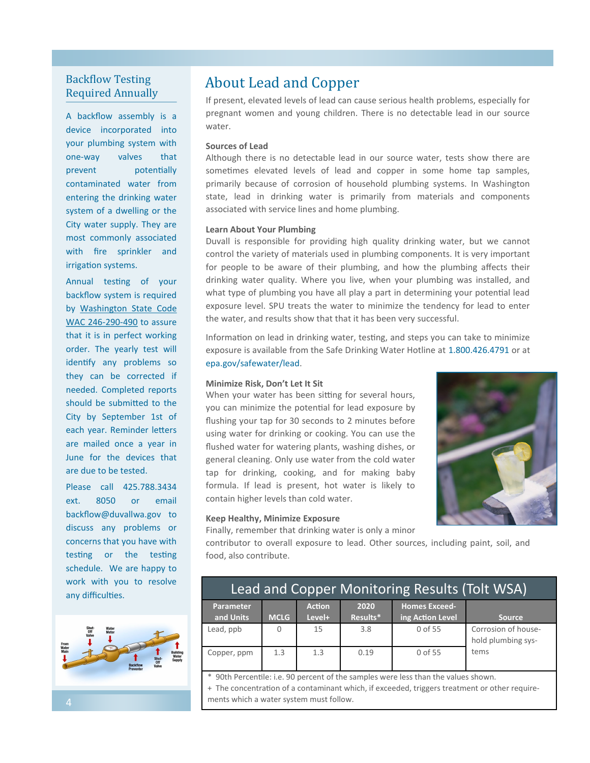## Backflow Testing Required Annually

A backflow assembly is a device incorporated into your plumbing system with one-way valves that prevent potentially contaminated water from entering the drinking water system of a dwelling or the City water supply. They are most commonly associated with fire sprinkler and irrigation systems.

Annual testing of your backflow system is required by Washington State Code WAC 246-290-490 to assure that it is in perfect working order. The yearly test will identify any problems so they can be corrected if needed. Completed reports should be submitted to the City by September 1st of each year. Reminder letters are mailed once a year in June for the devices that are due to be tested.

Please call 425.788.3434 ext. 8050 or email backflow@duvallwa.gov to discuss any problems or concerns that you have with testing or the testing schedule. We are happy to work with you to resolve any difficulties.

# About Lead and Copper

If present, elevated levels of lead can cause serious health problems, especially for pregnant women and young children. There is no detectable lead in our source water.

**Sources of Lead**

Although there is no detectable lead in our source water, tests show there are sometimes elevated levels of lead and copper in some home tap samples, primarily because of corrosion of household plumbing systems. In Washington state, lead in drinking water is primarily from materials and components associated with service lines and home plumbing.

**Learn About Your Plumbing**

Duvall is responsible for providing high quality drinking water, but we cannot control the variety of materials used in plumbing components. It is very important for people to be aware of their plumbing, and how the plumbing affects their drinking water quality. Where you live, when your plumbing was installed, and what type of plumbing you have all play a part in determining your potential lead exposure level. SPU treats the water to minimize the tendency for lead to enter the water, and results show that that it has been very successful.

Information on lead in drinking water, testing, and steps you can take to minimize exposure is available from the Safe Drinking Water Hotline at 1.800.426.4791 or at epa.gov/safewater/lead.

**Minimize Risk, Don't Let It Sit**

When your water has been sitting for several hours, you can minimize the potential for lead exposure by flushing your tap for 30 seconds to 2 minutes before using water for drinking or cooking. You can use the flushed water for watering plants, washing dishes, or general cleaning. Only use water from the cold water tap for drinking, cooking, and for making baby formula. If lead is present, hot water is likely to contain higher levels than cold water.

**Keep Healthy, Minimize Exposure**

Finally, remember that drinking water is only a minor contributor to overall exposure to lead. Other sources, including paint, soil, and food, also contribute.

**Lead and Copper Monitoring Results (Tolt WSA)**

| Parameter and Units | MCLG | Action Level+ | 2020 Results* | Homes Exceeding Action Level | Source |
|---|---|---|---|---|---|
| Lead, ppb | 0 | 15 | 3.8 | 0 of 55 | Corrosion of household plumbing systems |
| Copper, ppm | 1.3 | 1.3 | 0.19 | 0 of 55 | |

\* 90th Percentile: i.e. 90 percent of the samples were less than the values shown.

\+ The concentration of a contaminant which, if exceeded, triggers treatment or other requirements which a water system must follow.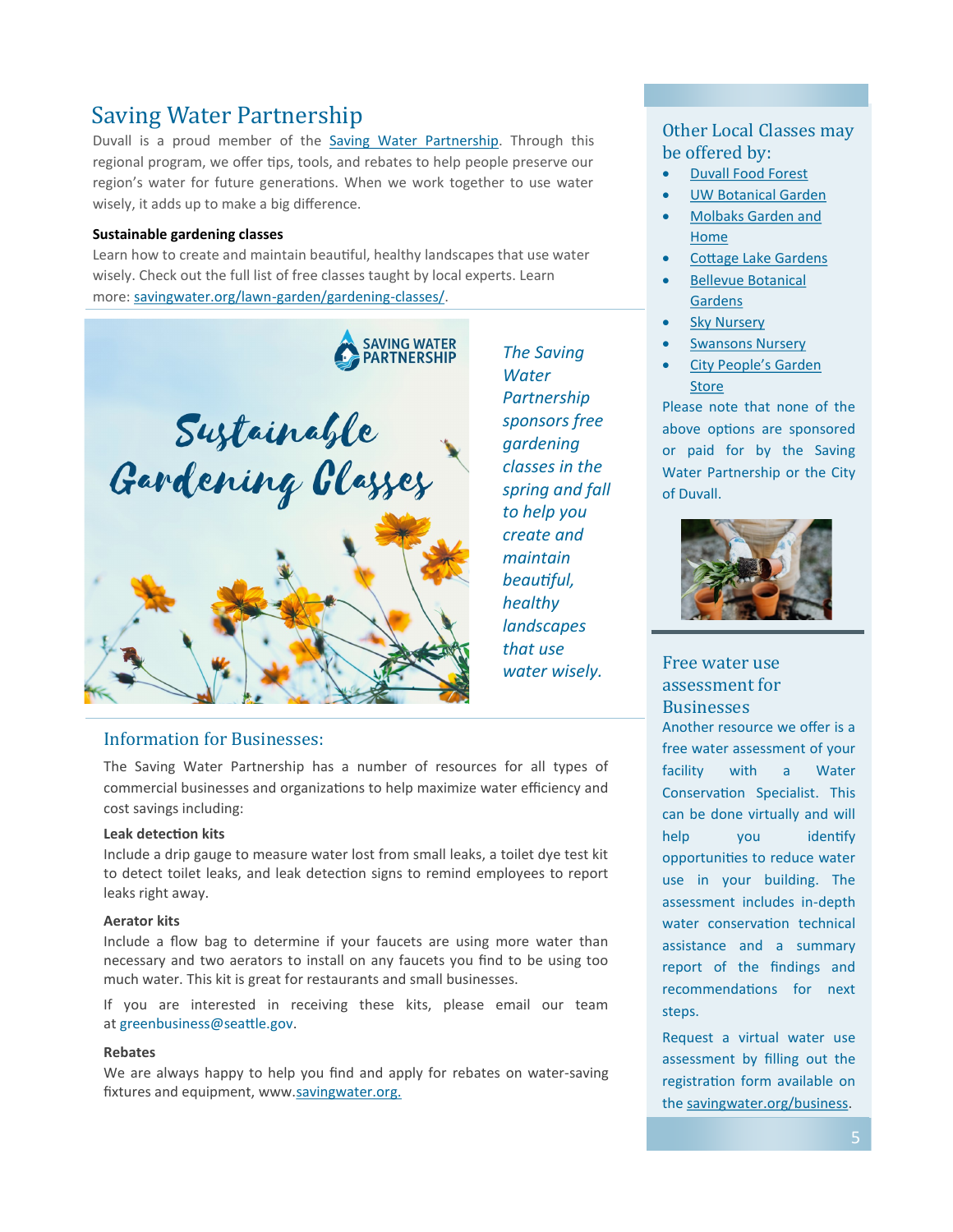# Saving Water Partnership

Duvall is a proud member of the Saving Water Partnership. Through this regional program, we offer tips, tools, and rebates to help people preserve our region's water for future generations. When we work together to use water wisely, it adds up to make a big difference.

**Sustainable gardening classes**

Learn how to create and maintain beautiful, healthy landscapes that use water wisely. Check out the full list of free classes taught by local experts. Learn more: savingwater.org/lawn-garden/gardening-classes/.

*The Saving Water Partnership sponsors free gardening classes in the spring and fall to help you create and maintain beautiful, healthy landscapes that use water wisely.*

## Information for Businesses:

The Saving Water Partnership has a number of resources for all types of commercial businesses and organizations to help maximize water efficiency and cost savings including:

**Leak detection kits**

Include a drip gauge to measure water lost from small leaks, a toilet dye test kit to detect toilet leaks, and leak detection signs to remind employees to report leaks right away.

**Aerator kits**

Include a flow bag to determine if your faucets are using more water than necessary and two aerators to install on any faucets you find to be using too much water. This kit is great for restaurants and small businesses.

If you are interested in receiving these kits, please email our team at greenbusiness@seattle.gov.

**Rebates**

We are always happy to help you find and apply for rebates on water-saving fixtures and equipment, www.savingwater.org.

## Other Local Classes may be offered by:

- Duvall Food Forest
- UW Botanical Garden
- Molbaks Garden and Home
- Cottage Lake Gardens
- Bellevue Botanical Gardens
- Sky Nursery
- Swansons Nursery
- City People's Garden Store

Please note that none of the above options are sponsored or paid for by the Saving Water Partnership or the City of Duvall.

## Free water use assessment for Businesses

Another resource we offer is a free water assessment of your facility with a Water Conservation Specialist. This can be done virtually and will help you identify opportunities to reduce water use in your building. The assessment includes in-depth water conservation technical assistance and a summary report of the findings and recommendations for next steps.

Request a virtual water use assessment by filling out the registration form available on the savingwater.org/business.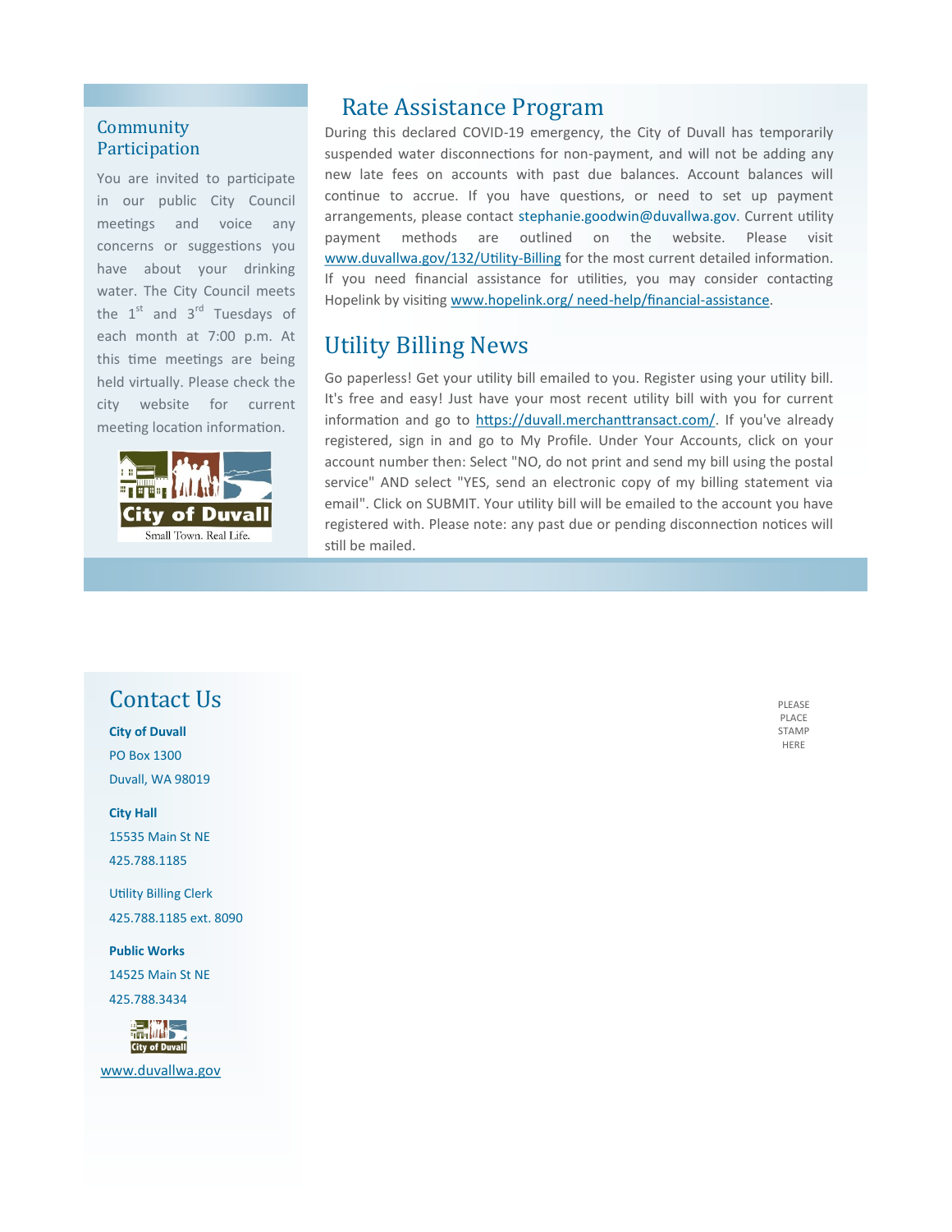## Community Participation

You are invited to participate in our public City Council meetings and voice any concerns or suggestions you have about your drinking water. The City Council meets the 1st and 3rd Tuesdays of each month at 7:00 p.m. At this time meetings are being held virtually. Please check the city website for current meeting location information.

City of Duvall

Small Town. Real Life.

## Rate Assistance Program

During this declared COVID-19 emergency, the City of Duvall has temporarily suspended water disconnections for non-payment, and will not be adding any new late fees on accounts with past due balances. Account balances will continue to accrue. If you have questions, or need to set up payment arrangements, please contact stephanie.goodwin@duvallwa.gov. Current utility payment methods are outlined on the website. Please visit www.duvallwa.gov/132/Utility-Billing for the most current detailed information. If you need financial assistance for utilities, you may consider contacting Hopelink by visiting www.hopelink.org/ need-help/financial-assistance.

## Utility Billing News

Go paperless! Get your utility bill emailed to you. Register using your utility bill. It's free and easy! Just have your most recent utility bill with you for current information and go to https://duvall.merchanttransact.com/. If you've already registered, sign in and go to My Profile. Under Your Accounts, click on your account number then: Select "NO, do not print and send my bill using the postal service" AND select "YES, send an electronic copy of my billing statement via email". Click on SUBMIT. Your utility bill will be emailed to the account you have registered with. Please note: any past due or pending disconnection notices will still be mailed.

## Contact Us

**City of Duvall**
PO Box 1300
Duvall, WA 98019

**City Hall**
15535 Main St NE
425.788.1185

Utility Billing Clerk
425.788.1185 ext. 8090

**Public Works**
14525 Main St NE
425.788.3434

City of Duvall

www.duvallwa.gov

PLEASE PLACE STAMP HERE